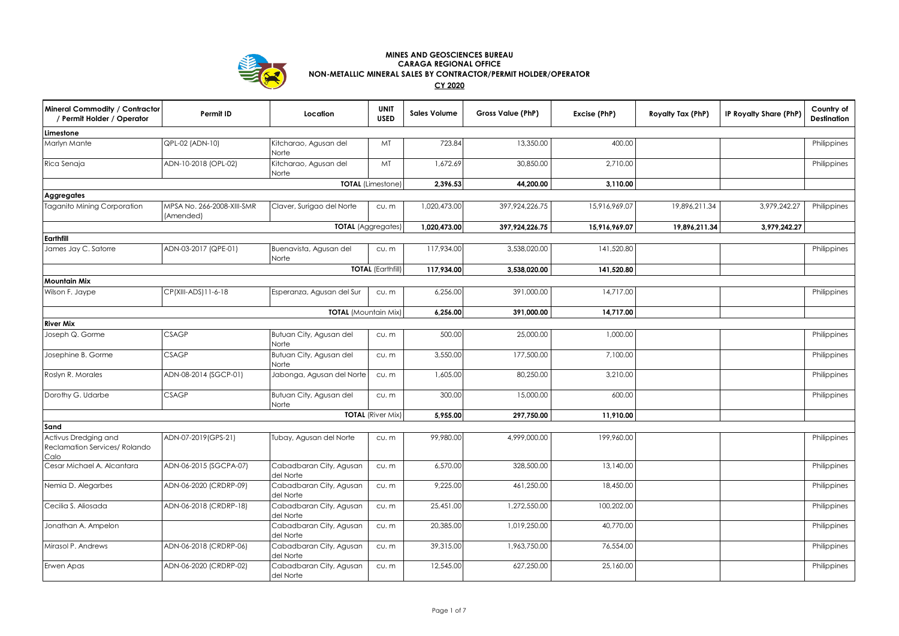**MINES AND GEOSCIENCES BUREAU**
**CARAGA REGIONAL OFFICE**
**NON-METALLIC MINERAL SALES BY CONTRACTOR/PERMIT HOLDER/OPERATOR**
**CY 2020**

| Mineral Commodity / Contractor / Permit Holder / Operator | Permit ID | Location | UNIT USED | Sales Volume | Gross Value (PhP) | Excise (PhP) | Royalty Tax (PhP) | IP Royalty Share (PhP) | Country of Destination |
|---|---|---|---|---|---|---|---|---|---|
| **Limestone** | | | | | | | | | |
| Marlyn Mante | QPL-02 (ADN-10) | Kitcharao, Agusan del Norte | MT | 723.84 | 13,350.00 | 400.00 | | | Philippines |
| Rica Senaja | ADN-10-2018 (OPL-02) | Kitcharao, Agusan del Norte | MT | 1,672.69 | 30,850.00 | 2,710.00 | | | Philippines |
| | | | **TOTAL** (Limestone) | **2,396.53** | **44,200.00** | **3,110.00** | | | |
| **Aggregates** | | | | | | | | | |
| Taganito Mining Corporation | MPSA No. 266-2008-XIII-SMR (Amended) | Claver, Surigao del Norte | cu. m | 1,020,473.00 | 397,924,226.75 | 15,916,969.07 | 19,896,211.34 | 3,979,242.27 | Philippines |
| | | | **TOTAL** (Aggregates) | **1,020,473.00** | **397,924,226.75** | **15,916,969.07** | **19,896,211.34** | **3,979,242.27** | |
| **Earthfill** | | | | | | | | | |
| James Jay C. Satorre | ADN-03-2017 (QPE-01) | Buenavista, Agusan del Norte | cu. m | 117,934.00 | 3,538,020.00 | 141,520.80 | | | Philippines |
| | | | **TOTAL** (Earthfill) | **117,934.00** | **3,538,020.00** | **141,520.80** | | | |
| **Mountain Mix** | | | | | | | | | |
| Wilson F. Jaype | CP(XIII-ADS)11-6-18 | Esperanza, Agusan del Sur | cu. m | 6,256.00 | 391,000.00 | 14,717.00 | | | Philippines |
| | | | **TOTAL** (Mountain Mix) | **6,256.00** | **391,000.00** | **14,717.00** | | | |
| **River Mix** | | | | | | | | | |
| Joseph Q. Gorme | CSAGP | Butuan City, Agusan del Norte | cu. m | 500.00 | 25,000.00 | 1,000.00 | | | Philippines |
| Josephine B. Gorme | CSAGP | Butuan City, Agusan del Norte | cu. m | 3,550.00 | 177,500.00 | 7,100.00 | | | Philippines |
| Roslyn R. Morales | ADN-08-2014 (SGCP-01) | Jabonga, Agusan del Norte | cu. m | 1,605.00 | 80,250.00 | 3,210.00 | | | Philippines |
| Dorothy G. Udarbe | CSAGP | Butuan City, Agusan del Norte | cu. m | 300.00 | 15,000.00 | 600.00 | | | Philippines |
| | | | **TOTAL** (River Mix) | **5,955.00** | **297,750.00** | **11,910.00** | | | |
| **Sand** | | | | | | | | | |
| Activus Dredging and Reclamation Services/ Rolando Calo | ADN-07-2019(GPS-21) | Tubay, Agusan del Norte | cu. m | 99,980.00 | 4,999,000.00 | 199,960.00 | | | Philippines |
| Cesar Michael A. Alcantara | ADN-06-2015 (SGCPA-07) | Cabadbaran City, Agusan del Norte | cu. m | 6,570.00 | 328,500.00 | 13,140.00 | | | Philippines |
| Nemia D. Alegarbes | ADN-06-2020 (CRDRP-09) | Cabadbaran City, Agusan del Norte | cu. m | 9,225.00 | 461,250.00 | 18,450.00 | | | Philippines |
| Cecilia S. Aliosada | ADN-06-2018 (CRDRP-18) | Cabadbaran City, Agusan del Norte | cu. m | 25,451.00 | 1,272,550.00 | 100,202.00 | | | Philippines |
| Jonathan A. Ampelon | | Cabadbaran City, Agusan del Norte | cu. m | 20,385.00 | 1,019,250.00 | 40,770.00 | | | Philippines |
| Mirasol P. Andrews | ADN-06-2018 (CRDRP-06) | Cabadbaran City, Agusan del Norte | cu. m | 39,315.00 | 1,963,750.00 | 76,554.00 | | | Philippines |
| Erwen Apas | ADN-06-2020 (CRDRP-02) | Cabadbaran City, Agusan del Norte | cu. m | 12,545.00 | 627,250.00 | 25,160.00 | | | Philippines |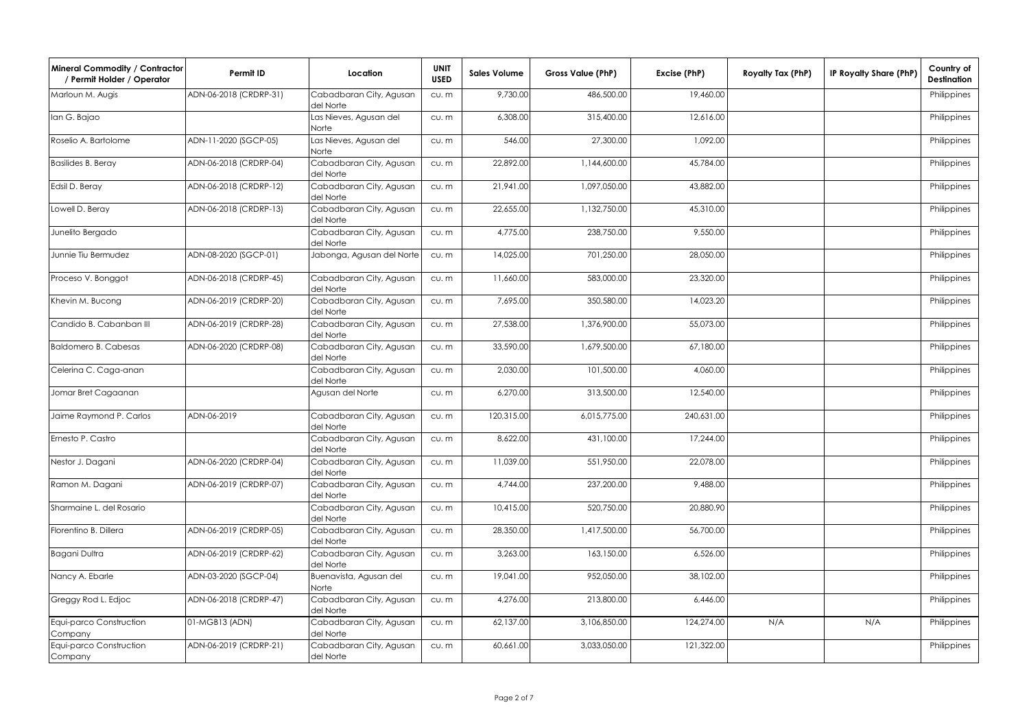| Mineral Commodity / Contractor / Permit Holder / Operator | Permit ID | Location | UNIT USED | Sales Volume | Gross Value (PhP) | Excise (PhP) | Royalty Tax (PhP) | IP Royalty Share (PhP) | Country of Destination |
|---|---|---|---|---|---|---|---|---|---|
| Marloun M. Augis | ADN-06-2018 (CRDRP-31) | Cabadbaran City, Agusan del Norte | cu. m | 9,730.00 | 486,500.00 | 19,460.00 | | | Philippines |
| Ian G. Bajao | | Las Nieves, Agusan del Norte | cu. m | 6,308.00 | 315,400.00 | 12,616.00 | | | Philippines |
| Roselio A. Bartolome | ADN-11-2020 (SGCP-05) | Las Nieves, Agusan del Norte | cu. m | 546.00 | 27,300.00 | 1,092.00 | | | Philippines |
| Basilides B. Beray | ADN-06-2018 (CRDRP-04) | Cabadbaran City, Agusan del Norte | cu. m | 22,892.00 | 1,144,600.00 | 45,784.00 | | | Philippines |
| Edsil D. Beray | ADN-06-2018 (CRDRP-12) | Cabadbaran City, Agusan del Norte | cu. m | 21,941.00 | 1,097,050.00 | 43,882.00 | | | Philippines |
| Lowell D. Beray | ADN-06-2018 (CRDRP-13) | Cabadbaran City, Agusan del Norte | cu. m | 22,655.00 | 1,132,750.00 | 45,310.00 | | | Philippines |
| Junelito Bergado | | Cabadbaran City, Agusan del Norte | cu. m | 4,775.00 | 238,750.00 | 9,550.00 | | | Philippines |
| Junnie Tiu Bermudez | ADN-08-2020 (SGCP-01) | Jabonga, Agusan del Norte | cu. m | 14,025.00 | 701,250.00 | 28,050.00 | | | Philippines |
| Proceso V. Bonggot | ADN-06-2018 (CRDRP-45) | Cabadbaran City, Agusan del Norte | cu. m | 11,660.00 | 583,000.00 | 23,320.00 | | | Philippines |
| Khevin M. Bucong | ADN-06-2019 (CRDRP-20) | Cabadbaran City, Agusan del Norte | cu. m | 7,695.00 | 350,580.00 | 14,023.20 | | | Philippines |
| Candido B. Cabanban III | ADN-06-2019 (CRDRP-28) | Cabadbaran City, Agusan del Norte | cu. m | 27,538.00 | 1,376,900.00 | 55,073.00 | | | Philippines |
| Baldomero B. Cabesas | ADN-06-2020 (CRDRP-08) | Cabadbaran City, Agusan del Norte | cu. m | 33,590.00 | 1,679,500.00 | 67,180.00 | | | Philippines |
| Celerina C. Caga-anan | | Cabadbaran City, Agusan del Norte | cu. m | 2,030.00 | 101,500.00 | 4,060.00 | | | Philippines |
| Jomar Bret Cagaanan | | Agusan del Norte | cu. m | 6,270.00 | 313,500.00 | 12,540.00 | | | Philippines |
| Jaime Raymond P. Carlos | ADN-06-2019 | Cabadbaran City, Agusan del Norte | cu. m | 120,315.00 | 6,015,775.00 | 240,631.00 | | | Philippines |
| Ernesto P. Castro | | Cabadbaran City, Agusan del Norte | cu. m | 8,622.00 | 431,100.00 | 17,244.00 | | | Philippines |
| Nestor J. Dagani | ADN-06-2020 (CRDRP-04) | Cabadbaran City, Agusan del Norte | cu. m | 11,039.00 | 551,950.00 | 22,078.00 | | | Philippines |
| Ramon M. Dagani | ADN-06-2019 (CRDRP-07) | Cabadbaran City, Agusan del Norte | cu. m | 4,744.00 | 237,200.00 | 9,488.00 | | | Philippines |
| Sharmaine L. del Rosario | | Cabadbaran City, Agusan del Norte | cu. m | 10,415.00 | 520,750.00 | 20,880.90 | | | Philippines |
| Florentino B. Dillera | ADN-06-2019 (CRDRP-05) | Cabadbaran City, Agusan del Norte | cu. m | 28,350.00 | 1,417,500.00 | 56,700.00 | | | Philippines |
| Bagani Dultra | ADN-06-2019 (CRDRP-62) | Cabadbaran City, Agusan del Norte | cu. m | 3,263.00 | 163,150.00 | 6,526.00 | | | Philippines |
| Nancy A. Ebarle | ADN-03-2020 (SGCP-04) | Buenavista, Agusan del Norte | cu. m | 19,041.00 | 952,050.00 | 38,102.00 | | | Philippines |
| Greggy Rod L. Edjoc | ADN-06-2018 (CRDRP-47) | Cabadbaran City, Agusan del Norte | cu. m | 4,276.00 | 213,800.00 | 6,446.00 | | | Philippines |
| Equi-parco Construction Company | 01-MGB13 (ADN) | Cabadbaran City, Agusan del Norte | cu. m | 62,137.00 | 3,106,850.00 | 124,274.00 | N/A | N/A | Philippines |
| Equi-parco Construction Company | ADN-06-2019 (CRDRP-21) | Cabadbaran City, Agusan del Norte | cu. m | 60,661.00 | 3,033,050.00 | 121,322.00 | | | Philippines |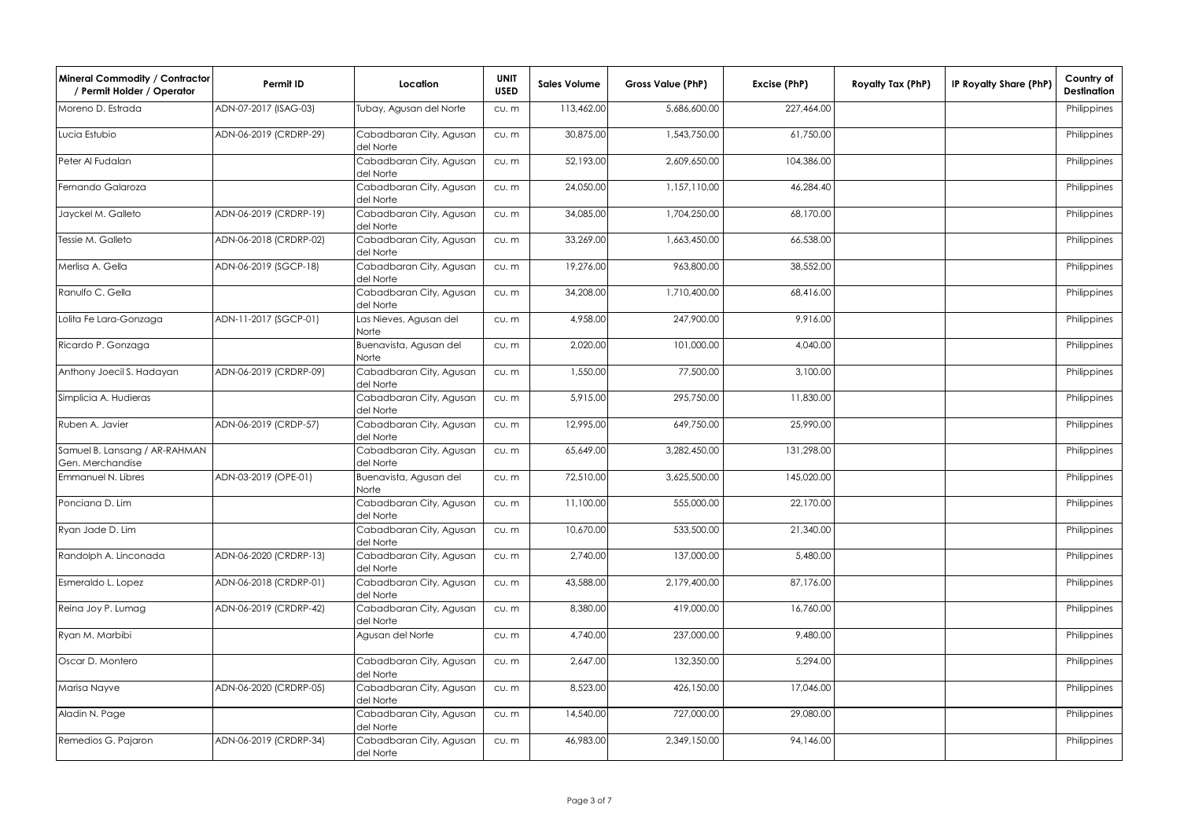| Mineral Commodity / Contractor / Permit Holder / Operator | Permit ID | Location | UNIT USED | Sales Volume | Gross Value (PhP) | Excise (PhP) | Royalty Tax (PhP) | IP Royalty Share (PhP) | Country of Destination |
|---|---|---|---|---|---|---|---|---|---|
| Moreno D. Estrada | ADN-07-2017 (ISAG-03) | Tubay, Agusan del Norte | cu. m | 113,462.00 | 5,686,600.00 | 227,464.00 | | | Philippines |
| Lucia Estubio | ADN-06-2019 (CRDRP-29) | Cabadbaran City, Agusan del Norte | cu. m | 30,875.00 | 1,543,750.00 | 61,750.00 | | | Philippines |
| Peter Al Fudalan | | Cabadbaran City, Agusan del Norte | cu. m | 52,193.00 | 2,609,650.00 | 104,386.00 | | | Philippines |
| Fernando Galaroza | | Cabadbaran City, Agusan del Norte | cu. m | 24,050.00 | 1,157,110.00 | 46,284.40 | | | Philippines |
| Jayckel M. Galleto | ADN-06-2019 (CRDRP-19) | Cabadbaran City, Agusan del Norte | cu. m | 34,085.00 | 1,704,250.00 | 68,170.00 | | | Philippines |
| Tessie M. Galleto | ADN-06-2018 (CRDRP-02) | Cabadbaran City, Agusan del Norte | cu. m | 33,269.00 | 1,663,450.00 | 66,538.00 | | | Philippines |
| Merlisa A. Gella | ADN-06-2019 (SGCP-18) | Cabadbaran City, Agusan del Norte | cu. m | 19,276.00 | 963,800.00 | 38,552.00 | | | Philippines |
| Ranulfo C. Gella | | Cabadbaran City, Agusan del Norte | cu. m | 34,208.00 | 1,710,400.00 | 68,416.00 | | | Philippines |
| Lolita Fe Lara-Gonzaga | ADN-11-2017 (SGCP-01) | Las Nieves, Agusan del Norte | cu. m | 4,958.00 | 247,900.00 | 9,916.00 | | | Philippines |
| Ricardo P. Gonzaga | | Buenavista, Agusan del Norte | cu. m | 2,020.00 | 101,000.00 | 4,040.00 | | | Philippines |
| Anthony Joecil S. Hadayan | ADN-06-2019 (CRDRP-09) | Cabadbaran City, Agusan del Norte | cu. m | 1,550.00 | 77,500.00 | 3,100.00 | | | Philippines |
| Simplicia A. Hudieras | | Cabadbaran City, Agusan del Norte | cu. m | 5,915.00 | 295,750.00 | 11,830.00 | | | Philippines |
| Ruben A. Javier | ADN-06-2019 (CRDP-57) | Cabadbaran City, Agusan del Norte | cu. m | 12,995.00 | 649,750.00 | 25,990.00 | | | Philippines |
| Samuel B. Lansang / AR-RAHMAN Gen. Merchandise | | Cabadbaran City, Agusan del Norte | cu. m | 65,649.00 | 3,282,450.00 | 131,298.00 | | | Philippines |
| Emmanuel N. Libres | ADN-03-2019 (OPE-01) | Buenavista, Agusan del Norte | cu. m | 72,510.00 | 3,625,500.00 | 145,020.00 | | | Philippines |
| Ponciana D. Lim | | Cabadbaran City, Agusan del Norte | cu. m | 11,100.00 | 555,000.00 | 22,170.00 | | | Philippines |
| Ryan Jade D. Lim | | Cabadbaran City, Agusan del Norte | cu. m | 10,670.00 | 533,500.00 | 21,340.00 | | | Philippines |
| Randolph A. Linconada | ADN-06-2020 (CRDRP-13) | Cabadbaran City, Agusan del Norte | cu. m | 2,740.00 | 137,000.00 | 5,480.00 | | | Philippines |
| Esmeraldo L. Lopez | ADN-06-2018 (CRDRP-01) | Cabadbaran City, Agusan del Norte | cu. m | 43,588.00 | 2,179,400.00 | 87,176.00 | | | Philippines |
| Reina Joy P. Lumag | ADN-06-2019 (CRDRP-42) | Cabadbaran City, Agusan del Norte | cu. m | 8,380.00 | 419,000.00 | 16,760.00 | | | Philippines |
| Ryan M. Marbibi | | Agusan del Norte | cu. m | 4,740.00 | 237,000.00 | 9,480.00 | | | Philippines |
| Oscar D. Montero | | Cabadbaran City, Agusan del Norte | cu. m | 2,647.00 | 132,350.00 | 5,294.00 | | | Philippines |
| Marisa Nayve | ADN-06-2020 (CRDRP-05) | Cabadbaran City, Agusan del Norte | cu. m | 8,523.00 | 426,150.00 | 17,046.00 | | | Philippines |
| Aladin N. Page | | Cabadbaran City, Agusan del Norte | cu. m | 14,540.00 | 727,000.00 | 29,080.00 | | | Philippines |
| Remedios G. Pajaron | ADN-06-2019 (CRDRP-34) | Cabadbaran City, Agusan del Norte | cu. m | 46,983.00 | 2,349,150.00 | 94,146.00 | | | Philippines |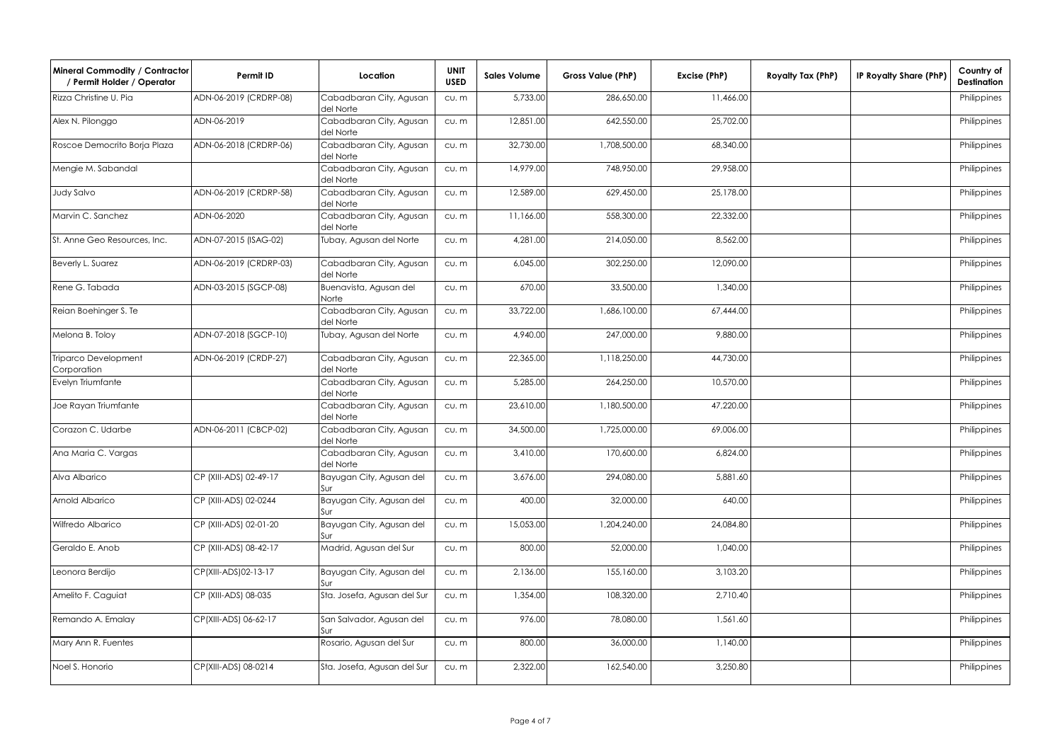| Mineral Commodity / Contractor / Permit Holder / Operator | Permit ID | Location | UNIT USED | Sales Volume | Gross Value (PhP) | Excise (PhP) | Royalty Tax (PhP) | IP Royalty Share (PhP) | Country of Destination |
|---|---|---|---|---|---|---|---|---|---|
| Rizza Christine U. Pia | ADN-06-2019 (CRDRP-08) | Cabadbaran City, Agusan del Norte | cu. m | 5,733.00 | 286,650.00 | 11,466.00 | | | Philippines |
| Alex N. Pilonggo | ADN-06-2019 | Cabadbaran City, Agusan del Norte | cu. m | 12,851.00 | 642,550.00 | 25,702.00 | | | Philippines |
| Roscoe Democrito Borja Plaza | ADN-06-2018 (CRDRP-06) | Cabadbaran City, Agusan del Norte | cu. m | 32,730.00 | 1,708,500.00 | 68,340.00 | | | Philippines |
| Mengie M. Sabandal | | Cabadbaran City, Agusan del Norte | cu. m | 14,979.00 | 748,950.00 | 29,958.00 | | | Philippines |
| Judy Salvo | ADN-06-2019 (CRDRP-58) | Cabadbaran City, Agusan del Norte | cu. m | 12,589.00 | 629,450.00 | 25,178.00 | | | Philippines |
| Marvin C. Sanchez | ADN-06-2020 | Cabadbaran City, Agusan del Norte | cu. m | 11,166.00 | 558,300.00 | 22,332.00 | | | Philippines |
| St. Anne Geo Resources, Inc. | ADN-07-2015 (ISAG-02) | Tubay, Agusan del Norte | cu. m | 4,281.00 | 214,050.00 | 8,562.00 | | | Philippines |
| Beverly L. Suarez | ADN-06-2019 (CRDRP-03) | Cabadbaran City, Agusan del Norte | cu. m | 6,045.00 | 302,250.00 | 12,090.00 | | | Philippines |
| Rene G. Tabada | ADN-03-2015 (SGCP-08) | Buenavista, Agusan del Norte | cu. m | 670.00 | 33,500.00 | 1,340.00 | | | Philippines |
| Reian Boehinger S. Te | | Cabadbaran City, Agusan del Norte | cu. m | 33,722.00 | 1,686,100.00 | 67,444.00 | | | Philippines |
| Melona B. Toloy | ADN-07-2018 (SGCP-10) | Tubay, Agusan del Norte | cu. m | 4,940.00 | 247,000.00 | 9,880.00 | | | Philippines |
| Triparco Development Corporation | ADN-06-2019 (CRDP-27) | Cabadbaran City, Agusan del Norte | cu. m | 22,365.00 | 1,118,250.00 | 44,730.00 | | | Philippines |
| Evelyn Triumfante | | Cabadbaran City, Agusan del Norte | cu. m | 5,285.00 | 264,250.00 | 10,570.00 | | | Philippines |
| Joe Rayan Triumfante | | Cabadbaran City, Agusan del Norte | cu. m | 23,610.00 | 1,180,500.00 | 47,220.00 | | | Philippines |
| Corazon C. Udarbe | ADN-06-2011 (CBCP-02) | Cabadbaran City, Agusan del Norte | cu. m | 34,500.00 | 1,725,000.00 | 69,006.00 | | | Philippines |
| Ana Maria C. Vargas | | Cabadbaran City, Agusan del Norte | cu. m | 3,410.00 | 170,600.00 | 6,824.00 | | | Philippines |
| Alva Albarico | CP (XIII-ADS) 02-49-17 | Bayugan City, Agusan del Sur | cu. m | 3,676.00 | 294,080.00 | 5,881.60 | | | Philippines |
| Arnold Albarico | CP (XIII-ADS) 02-0244 | Bayugan City, Agusan del Sur | cu. m | 400.00 | 32,000.00 | 640.00 | | | Philippines |
| Wilfredo Albarico | CP (XIII-ADS) 02-01-20 | Bayugan City, Agusan del Sur | cu. m | 15,053.00 | 1,204,240.00 | 24,084.80 | | | Philippines |
| Geraldo E. Anob | CP (XIII-ADS) 08-42-17 | Madrid, Agusan del Sur | cu. m | 800.00 | 52,000.00 | 1,040.00 | | | Philippines |
| Leonora Berdijo | CP(XIII-ADS)02-13-17 | Bayugan City, Agusan del Sur | cu. m | 2,136.00 | 155,160.00 | 3,103.20 | | | Philippines |
| Amelito F. Caguiat | CP (XIII-ADS) 08-035 | Sta. Josefa, Agusan del Sur | cu. m | 1,354.00 | 108,320.00 | 2,710.40 | | | Philippines |
| Remando A. Emalay | CP(XIII-ADS) 06-62-17 | San Salvador, Agusan del Sur | cu. m | 976.00 | 78,080.00 | 1,561.60 | | | Philippines |
| Mary Ann R. Fuentes | | Rosario, Agusan del Sur | cu. m | 800.00 | 36,000.00 | 1,140.00 | | | Philippines |
| Noel S. Honorio | CP(XIII-ADS) 08-0214 | Sta. Josefa, Agusan del Sur | cu. m | 2,322.00 | 162,540.00 | 3,250.80 | | | Philippines |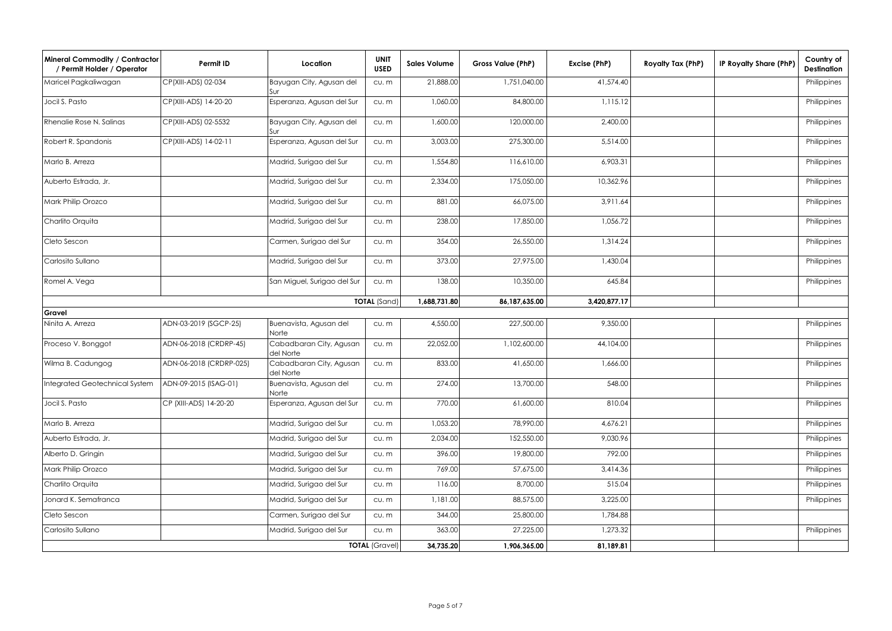| Mineral Commodity / Contractor / Permit Holder / Operator | Permit ID | Location | UNIT USED | Sales Volume | Gross Value (PhP) | Excise (PhP) | Royalty Tax (PhP) | IP Royalty Share (PhP) | Country of Destination |
|---|---|---|---|---|---|---|---|---|---|
| Maricel Pagkaliwagan | CP(XIII-ADS) 02-034 | Bayugan City, Agusan del Sur | cu. m | 21,888.00 | 1,751,040.00 | 41,574.40 | | | Philippines |
| Jocil S. Pasto | CP(XIII-ADS) 14-20-20 | Esperanza, Agusan del Sur | cu. m | 1,060.00 | 84,800.00 | 1,115.12 | | | Philippines |
| Rhenalie Rose N. Salinas | CP(XIII-ADS) 02-5532 | Bayugan City, Agusan del Sur | cu. m | 1,600.00 | 120,000.00 | 2,400.00 | | | Philippines |
| Robert R. Spandonis | CP(XIII-ADS) 14-02-11 | Esperanza, Agusan del Sur | cu. m | 3,003.00 | 275,300.00 | 5,514.00 | | | Philippines |
| Marlo B. Arreza | | Madrid, Surigao del Sur | cu. m | 1,554.80 | 116,610.00 | 6,903.31 | | | Philippines |
| Auberto Estrada, Jr. | | Madrid, Surigao del Sur | cu. m | 2,334.00 | 175,050.00 | 10,362.96 | | | Philippines |
| Mark Philip Orozco | | Madrid, Surigao del Sur | cu. m | 881.00 | 66,075.00 | 3,911.64 | | | Philippines |
| Charlito Orquita | | Madrid, Surigao del Sur | cu. m | 238.00 | 17,850.00 | 1,056.72 | | | Philippines |
| Cleto Sescon | | Carmen, Surigao del Sur | cu. m | 354.00 | 26,550.00 | 1,314.24 | | | Philippines |
| Carlosito Sullano | | Madrid, Surigao del Sur | cu. m | 373.00 | 27,975.00 | 1,430.04 | | | Philippines |
| Romel A. Vega | | San Miguel, Surigao del Sur | cu. m | 138.00 | 10,350.00 | 645.84 | | | Philippines |
| | | | **TOTAL** (Sand) | **1,688,731.80** | **86,187,635.00** | **3,420,877.17** | | | |
| **Gravel** | | | | | | | | | |
| Ninita A. Arreza | ADN-03-2019 (SGCP-25) | Buenavista, Agusan del Norte | cu. m | 4,550.00 | 227,500.00 | 9,350.00 | | | Philippines |
| Proceso V. Bonggot | ADN-06-2018 (CRDRP-45) | Cabadbaran City, Agusan del Norte | cu. m | 22,052.00 | 1,102,600.00 | 44,104.00 | | | Philippines |
| Wilma B. Cadungog | ADN-06-2018 (CRDRP-025) | Cabadbaran City, Agusan del Norte | cu. m | 833.00 | 41,650.00 | 1,666.00 | | | Philippines |
| Integrated Geotechnical System | ADN-09-2015 (ISAG-01) | Buenavista, Agusan del Norte | cu. m | 274.00 | 13,700.00 | 548.00 | | | Philippines |
| Jocil S. Pasto | CP (XIII-ADS) 14-20-20 | Esperanza, Agusan del Sur | cu. m | 770.00 | 61,600.00 | 810.04 | | | Philippines |
| Marlo B. Arreza | | Madrid, Surigao del Sur | cu. m | 1,053.20 | 78,990.00 | 4,676.21 | | | Philippines |
| Auberto Estrada, Jr. | | Madrid, Surigao del Sur | cu. m | 2,034.00 | 152,550.00 | 9,030.96 | | | Philippines |
| Alberto D. Gringin | | Madrid, Surigao del Sur | cu. m | 396.00 | 19,800.00 | 792.00 | | | Philippines |
| Mark Philip Orozco | | Madrid, Surigao del Sur | cu. m | 769.00 | 57,675.00 | 3,414.36 | | | Philippines |
| Charlito Orquita | | Madrid, Surigao del Sur | cu. m | 116.00 | 8,700.00 | 515.04 | | | Philippines |
| Jonard K. Semafranca | | Madrid, Surigao del Sur | cu. m | 1,181.00 | 88,575.00 | 3,225.00 | | | Philippines |
| Cleto Sescon | | Carmen, Surigao del Sur | cu. m | 344.00 | 25,800.00 | 1,784.88 | | | |
| Carlosito Sullano | | Madrid, Surigao del Sur | cu. m | 363.00 | 27,225.00 | 1,273.32 | | | Philippines |
| | | | **TOTAL** (Gravel) | **34,735.20** | **1,906,365.00** | **81,189.81** | | | |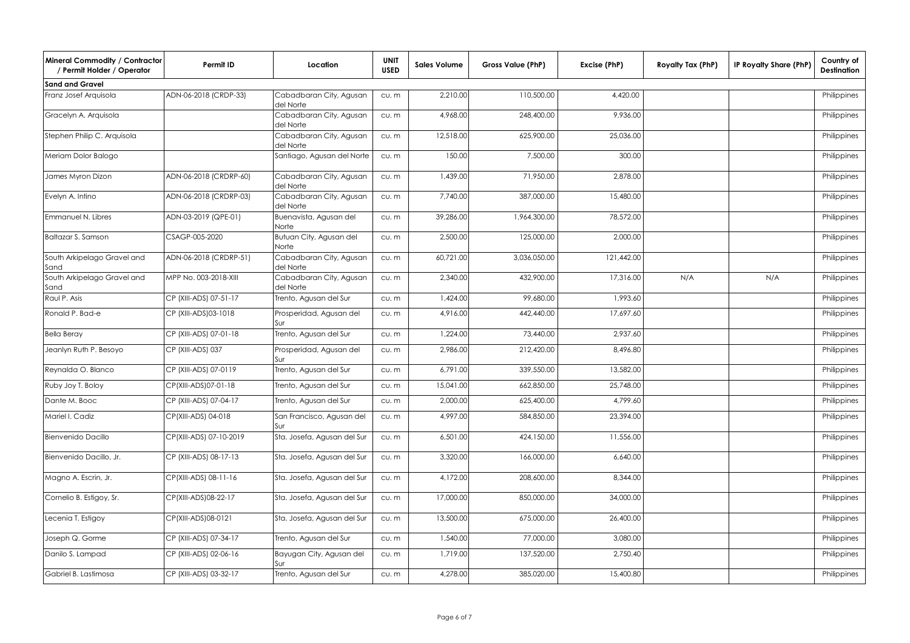| Mineral Commodity / Contractor / Permit Holder / Operator | Permit ID | Location | UNIT USED | Sales Volume | Gross Value (PhP) | Excise (PhP) | Royalty Tax (PhP) | IP Royalty Share (PhP) | Country of Destination |
|---|---|---|---|---|---|---|---|---|---|
| **Sand and Gravel** | | | | | | | | | |
| Franz Josef Arquisola | ADN-06-2018 (CRDP-33) | Cabadbaran City, Agusan del Norte | cu. m | 2,210.00 | 110,500.00 | 4,420.00 | | | Philippines |
| Gracelyn A. Arquisola | | Cabadbaran City, Agusan del Norte | cu. m | 4,968.00 | 248,400.00 | 9,936.00 | | | Philippines |
| Stephen Philip C. Arquisola | | Cabadbaran City, Agusan del Norte | cu. m | 12,518.00 | 625,900.00 | 25,036.00 | | | Philippines |
| Meriam Dolor Balogo | | Santiago, Agusan del Norte | cu. m | 150.00 | 7,500.00 | 300.00 | | | Philippines |
| James Myron Dizon | ADN-06-2018 (CRDRP-60) | Cabadbaran City, Agusan del Norte | cu. m | 1,439.00 | 71,950.00 | 2,878.00 | | | Philippines |
| Evelyn A. Intino | ADN-06-2018 (CRDRP-03) | Cabadbaran City, Agusan del Norte | cu. m | 7,740.00 | 387,000.00 | 15,480.00 | | | Philippines |
| Emmanuel N. Libres | ADN-03-2019 (QPE-01) | Buenavista, Agusan del Norte | cu. m | 39,286.00 | 1,964,300.00 | 78,572.00 | | | Philippines |
| Baltazar S. Samson | CSAGP-005-2020 | Butuan City, Agusan del Norte | cu. m | 2,500.00 | 125,000.00 | 2,000.00 | | | Philippines |
| South Arkipelago Gravel and Sand | ADN-06-2018 (CRDRP-51) | Cabadbaran City, Agusan del Norte | cu. m | 60,721.00 | 3,036,050.00 | 121,442.00 | | | Philippines |
| South Arkipelago Gravel and Sand | MPP No. 003-2018-XIII | Cabadbaran City, Agusan del Norte | cu. m | 2,340.00 | 432,900.00 | 17,316.00 | N/A | N/A | Philippines |
| Raul P. Asis | CP (XIII-ADS) 07-51-17 | Trento, Agusan del Sur | cu. m | 1,424.00 | 99,680.00 | 1,993.60 | | | Philippines |
| Ronald P. Bad-e | CP (XIII-ADS)03-1018 | Prosperidad, Agusan del Sur | cu. m | 4,916.00 | 442,440.00 | 17,697.60 | | | Philippines |
| Bella Beray | CP (XIII-ADS) 07-01-18 | Trento, Agusan del Sur | cu. m | 1,224.00 | 73,440.00 | 2,937.60 | | | Philippines |
| Jeanlyn Ruth P. Besoyo | CP (XIII-ADS) 037 | Prosperidad, Agusan del Sur | cu. m | 2,986.00 | 212,420.00 | 8,496.80 | | | Philippines |
| Reynalda O. Blanco | CP (XIII-ADS) 07-0119 | Trento, Agusan del Sur | cu. m | 6,791.00 | 339,550.00 | 13,582.00 | | | Philippines |
| Ruby Joy T. Boloy | CP(XIII-ADS)07-01-18 | Trento, Agusan del Sur | cu. m | 15,041.00 | 662,850.00 | 25,748.00 | | | Philippines |
| Dante M. Booc | CP (XIII-ADS) 07-04-17 | Trento, Agusan del Sur | cu. m | 2,000.00 | 625,400.00 | 4,799.60 | | | Philippines |
| Mariel I. Cadiz | CP(XIII-ADS) 04-018 | San Francisco, Agusan del Sur | cu. m | 4,997.00 | 584,850.00 | 23,394.00 | | | Philippines |
| Bienvenido Dacillo | CP(XIII-ADS) 07-10-2019 | Sta. Josefa, Agusan del Sur | cu. m | 6,501.00 | 424,150.00 | 11,556.00 | | | Philippines |
| Bienvenido Dacillo, Jr. | CP (XIII-ADS) 08-17-13 | Sta. Josefa, Agusan del Sur | cu. m | 3,320.00 | 166,000.00 | 6,640.00 | | | Philippines |
| Magno A. Escrin, Jr. | CP(XIII-ADS) 08-11-16 | Sta. Josefa, Agusan del Sur | cu. m | 4,172.00 | 208,600.00 | 8,344.00 | | | Philippines |
| Cornelio B. Estigoy, Sr. | CP(XIII-ADS)08-22-17 | Sta. Josefa, Agusan del Sur | cu. m | 17,000.00 | 850,000.00 | 34,000.00 | | | Philippines |
| Lecenia T. Estigoy | CP(XIII-ADS)08-0121 | Sta. Josefa, Agusan del Sur | cu. m | 13,500.00 | 675,000.00 | 26,400.00 | | | Philippines |
| Joseph Q. Gorme | CP (XIII-ADS) 07-34-17 | Trento, Agusan del Sur | cu. m | 1,540.00 | 77,000.00 | 3,080.00 | | | Philippines |
| Danilo S. Lampad | CP (XIII-ADS) 02-06-16 | Bayugan City, Agusan del Sur | cu. m | 1,719.00 | 137,520.00 | 2,750.40 | | | Philippines |
| Gabriel B. Lastimosa | CP (XIII-ADS) 03-32-17 | Trento, Agusan del Sur | cu. m | 4,278.00 | 385,020.00 | 15,400.80 | | | Philippines |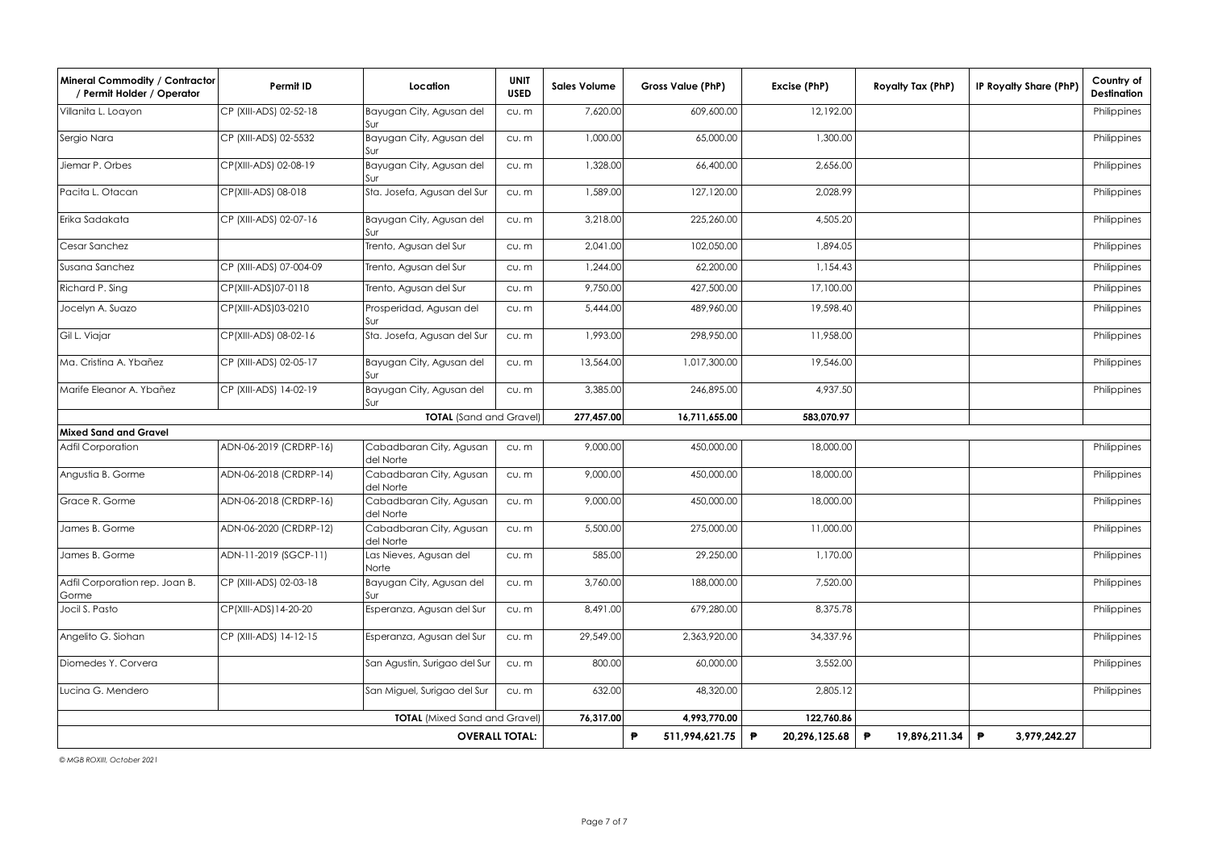| Mineral Commodity / Contractor / Permit Holder / Operator | Permit ID | Location | UNIT USED | Sales Volume | Gross Value (PhP) | Excise (PhP) | Royalty Tax (PhP) | IP Royalty Share (PhP) | Country of Destination |
|---|---|---|---|---|---|---|---|---|---|
| Villanita L. Loayon | CP (XIII-ADS) 02-52-18 | Bayugan City, Agusan del Sur | cu. m | 7,620.00 | 609,600.00 | 12,192.00 | | | Philippines |
| Sergio Nara | CP (XIII-ADS) 02-5532 | Bayugan City, Agusan del Sur | cu. m | 1,000.00 | 65,000.00 | 1,300.00 | | | Philippines |
| Jiemar P. Orbes | CP(XIII-ADS) 02-08-19 | Bayugan City, Agusan del Sur | cu. m | 1,328.00 | 66,400.00 | 2,656.00 | | | Philippines |
| Pacita L. Otacan | CP(XIII-ADS) 08-018 | Sta. Josefa, Agusan del Sur | cu. m | 1,589.00 | 127,120.00 | 2,028.99 | | | Philippines |
| Erika Sadakata | CP (XIII-ADS) 02-07-16 | Bayugan City, Agusan del Sur | cu. m | 3,218.00 | 225,260.00 | 4,505.20 | | | Philippines |
| Cesar Sanchez | | Trento, Agusan del Sur | cu. m | 2,041.00 | 102,050.00 | 1,894.05 | | | Philippines |
| Susana Sanchez | CP (XIII-ADS) 07-004-09 | Trento, Agusan del Sur | cu. m | 1,244.00 | 62,200.00 | 1,154.43 | | | Philippines |
| Richard P. Sing | CP(XIII-ADS)07-0118 | Trento, Agusan del Sur | cu. m | 9,750.00 | 427,500.00 | 17,100.00 | | | Philippines |
| Jocelyn A. Suazo | CP(XIII-ADS)03-0210 | Prosperidad, Agusan del Sur | cu. m | 5,444.00 | 489,960.00 | 19,598.40 | | | Philippines |
| Gil L. Viajar | CP(XIII-ADS) 08-02-16 | Sta. Josefa, Agusan del Sur | cu. m | 1,993.00 | 298,950.00 | 11,958.00 | | | Philippines |
| Ma. Cristina A. Ybañez | CP (XIII-ADS) 02-05-17 | Bayugan City, Agusan del Sur | cu. m | 13,564.00 | 1,017,300.00 | 19,546.00 | | | Philippines |
| Marife Eleanor A. Ybañez | CP (XIII-ADS) 14-02-19 | Bayugan City, Agusan del Sur | cu. m | 3,385.00 | 246,895.00 | 4,937.50 | | | Philippines |
| | | | **TOTAL** (Sand and Gravel) | **277,457.00** | **16,711,655.00** | **583,070.97** | | | |
| **Mixed Sand and Gravel** | | | | | | | | | |
| Adfil Corporation | ADN-06-2019 (CRDRP-16) | Cabadbaran City, Agusan del Norte | cu. m | 9,000.00 | 450,000.00 | 18,000.00 | | | Philippines |
| Angustia B. Gorme | ADN-06-2018 (CRDRP-14) | Cabadbaran City, Agusan del Norte | cu. m | 9,000.00 | 450,000.00 | 18,000.00 | | | Philippines |
| Grace R. Gorme | ADN-06-2018 (CRDRP-16) | Cabadbaran City, Agusan del Norte | cu. m | 9,000.00 | 450,000.00 | 18,000.00 | | | Philippines |
| James B. Gorme | ADN-06-2020 (CRDRP-12) | Cabadbaran City, Agusan del Norte | cu. m | 5,500.00 | 275,000.00 | 11,000.00 | | | Philippines |
| James B. Gorme | ADN-11-2019 (SGCP-11) | Las Nieves, Agusan del Norte | cu. m | 585.00 | 29,250.00 | 1,170.00 | | | Philippines |
| Adfil Corporation rep. Joan B. Gorme | CP (XIII-ADS) 02-03-18 | Bayugan City, Agusan del Sur | cu. m | 3,760.00 | 188,000.00 | 7,520.00 | | | Philippines |
| Jocil S. Pasto | CP(XIII-ADS)14-20-20 | Esperanza, Agusan del Sur | cu. m | 8,491.00 | 679,280.00 | 8,375.78 | | | Philippines |
| Angelito G. Siohan | CP (XIII-ADS) 14-12-15 | Esperanza, Agusan del Sur | cu. m | 29,549.00 | 2,363,920.00 | 34,337.96 | | | Philippines |
| Diomedes Y. Corvera | | San Agustin, Surigao del Sur | cu. m | 800.00 | 60,000.00 | 3,552.00 | | | Philippines |
| Lucina G. Mendero | | San Miguel, Surigao del Sur | cu. m | 632.00 | 48,320.00 | 2,805.12 | | | Philippines |
| | | | **TOTAL** (Mixed Sand and Gravel) | **76,317.00** | **4,993,770.00** | **122,760.86** | | | |
| | | | **OVERALL TOTAL:** | | **₱ 511,994,621.75** | **₱ 20,296,125.68** | **₱ 19,896,211.34** | **₱ 3,979,242.27** | |

*© MGB ROXIII, October 2021*